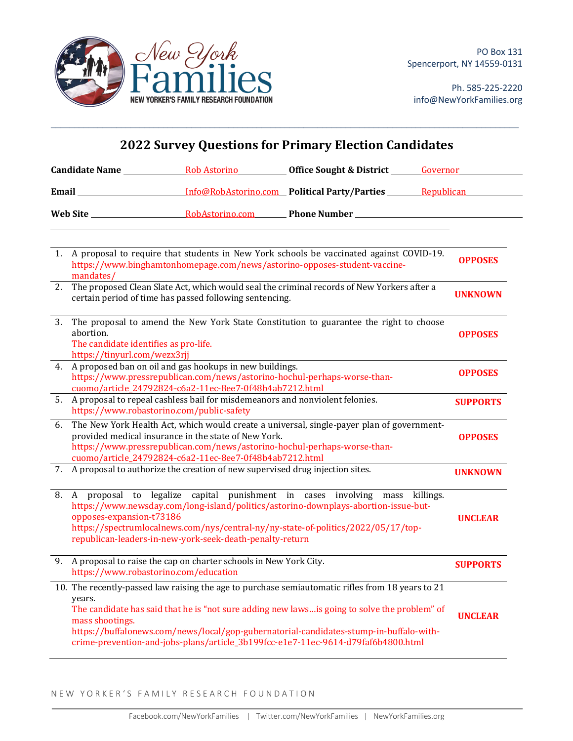# New York Families

NEW YORKER'S FAMILY RESEARCH FOUNDATION

PO Box 131
Spencerport, NY 14559-0131

Ph. 585-225-2220
info@NewYorkFamilies.org

## 2022 Survey Questions for Primary Election Candidates

**Candidate Name** Rob Astorino **Office Sought & District** Governor

**Email** Info@RobAstorino.com **Political Party/Parties** Republican

**Web Site** RobAstorino.com **Phone Number**

| | | |
|---|---|---|
| 1. | A proposal to require that students in New York schools be vaccinated against COVID-19. https://www.binghamtonhomepage.com/news/astorino-opposes-student-vaccine-mandates/ | **OPPOSES** |
| 2. | The proposed Clean Slate Act, which would seal the criminal records of New Yorkers after a certain period of time has passed following sentencing. | **UNKNOWN** |
| 3. | The proposal to amend the New York State Constitution to guarantee the right to choose abortion. The candidate identifies as pro-life. https://tinyurl.com/wezx3rjj | **OPPOSES** |
| 4. | A proposed ban on oil and gas hookups in new buildings. https://www.pressrepublican.com/news/astorino-hochul-perhaps-worse-than-cuomo/article_24792824-c6a2-11ec-8ee7-0f48b4ab7212.html | **OPPOSES** |
| 5. | A proposal to repeal cashless bail for misdemeanors and nonviolent felonies. https://www.robastorino.com/public-safety | **SUPPORTS** |
| 6. | The New York Health Act, which would create a universal, single-payer plan of government-provided medical insurance in the state of New York. https://www.pressrepublican.com/news/astorino-hochul-perhaps-worse-than-cuomo/article_24792824-c6a2-11ec-8ee7-0f48b4ab7212.html | **OPPOSES** |
| 7. | A proposal to authorize the creation of new supervised drug injection sites. | **UNKNOWN** |
| 8. | A proposal to legalize capital punishment in cases involving mass killings. https://www.newsday.com/long-island/politics/astorino-downplays-abortion-issue-but-opposes-expansion-t73186 https://spectrumlocalnews.com/nys/central-ny/ny-state-of-politics/2022/05/17/top-republican-leaders-in-new-york-seek-death-penalty-return | **UNCLEAR** |
| 9. | A proposal to raise the cap on charter schools in New York City. https://www.robastorino.com/education | **SUPPORTS** |
| 10. | The recently-passed law raising the age to purchase semiautomatic rifles from 18 years to 21 years. The candidate has said that he is "not sure adding new laws…is going to solve the problem" of mass shootings. https://buffalonews.com/news/local/gop-gubernatorial-candidates-stump-in-buffalo-with-crime-prevention-and-jobs-plans/article_3b199fcc-e1e7-11ec-9614-d79faf6b4800.html | **UNCLEAR** |

NEW YORKER'S FAMILY RESEARCH FOUNDATION

Facebook.com/NewYorkFamilies | Twitter.com/NewYorkFamilies | NewYorkFamilies.org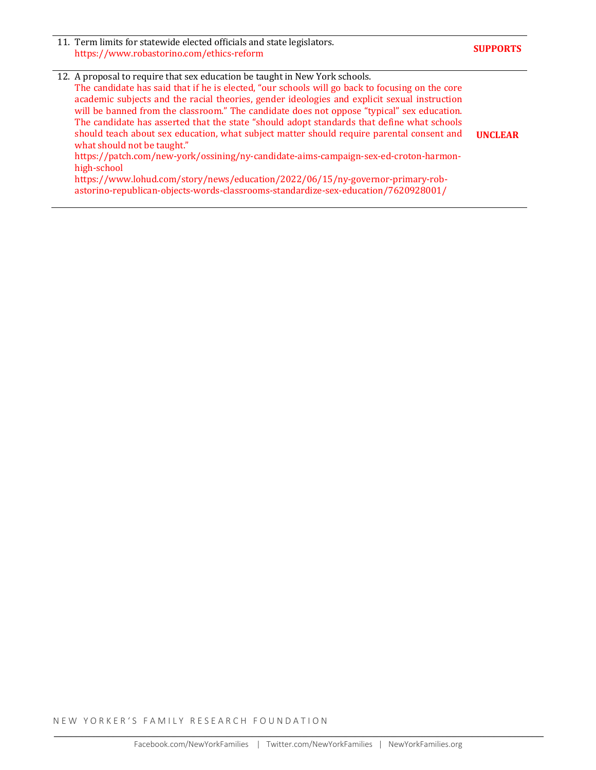| | |
|---|---|
| 11. Term limits for statewide elected officials and state legislators.<br>https://www.robastorino.com/ethics-reform | **SUPPORTS** |
| 12. A proposal to require that sex education be taught in New York schools.<br>The candidate has said that if he is elected, "our schools will go back to focusing on the core academic subjects and the racial theories, gender ideologies and explicit sexual instruction will be banned from the classroom." The candidate does not oppose "typical" sex education. The candidate has asserted that the state "should adopt standards that define what schools should teach about sex education, what subject matter should require parental consent and what should not be taught."<br>https://patch.com/new-york/ossining/ny-candidate-aims-campaign-sex-ed-croton-harmon-high-school<br>https://www.lohud.com/story/news/education/2022/06/15/ny-governor-primary-rob-astorino-republican-objects-words-classrooms-standardize-sex-education/7620928001/ | **UNCLEAR** |

NEW YORKER'S FAMILY RESEARCH FOUNDATION

Facebook.com/NewYorkFamilies | Twitter.com/NewYorkFamilies | NewYorkFamilies.org